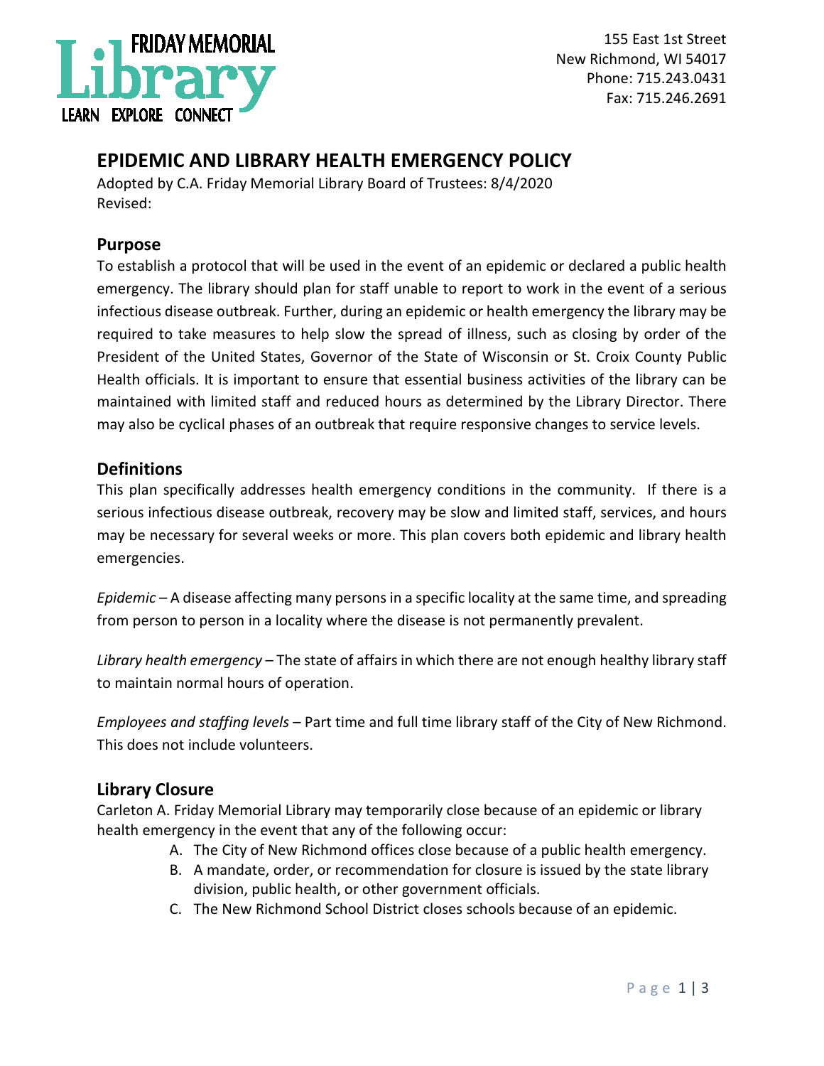FRIDAY MEMORIAL Library

LEARN EXPLORE CONNECT

155 East 1st Street
New Richmond, WI 54017
Phone: 715.243.0431
Fax: 715.246.2691

# EPIDEMIC AND LIBRARY HEALTH EMERGENCY POLICY

Adopted by C.A. Friday Memorial Library Board of Trustees: 8/4/2020
Revised:

## Purpose

To establish a protocol that will be used in the event of an epidemic or declared a public health emergency. The library should plan for staff unable to report to work in the event of a serious infectious disease outbreak. Further, during an epidemic or health emergency the library may be required to take measures to help slow the spread of illness, such as closing by order of the President of the United States, Governor of the State of Wisconsin or St. Croix County Public Health officials. It is important to ensure that essential business activities of the library can be maintained with limited staff and reduced hours as determined by the Library Director. There may also be cyclical phases of an outbreak that require responsive changes to service levels.

## Definitions

This plan specifically addresses health emergency conditions in the community. If there is a serious infectious disease outbreak, recovery may be slow and limited staff, services, and hours may be necessary for several weeks or more. This plan covers both epidemic and library health emergencies.

*Epidemic* – A disease affecting many persons in a specific locality at the same time, and spreading from person to person in a locality where the disease is not permanently prevalent.

*Library health emergency* – The state of affairs in which there are not enough healthy library staff to maintain normal hours of operation.

*Employees and staffing levels* – Part time and full time library staff of the City of New Richmond. This does not include volunteers.

## Library Closure

Carleton A. Friday Memorial Library may temporarily close because of an epidemic or library health emergency in the event that any of the following occur:

A. The City of New Richmond offices close because of a public health emergency.
B. A mandate, order, or recommendation for closure is issued by the state library division, public health, or other government officials.
C. The New Richmond School District closes schools because of an epidemic.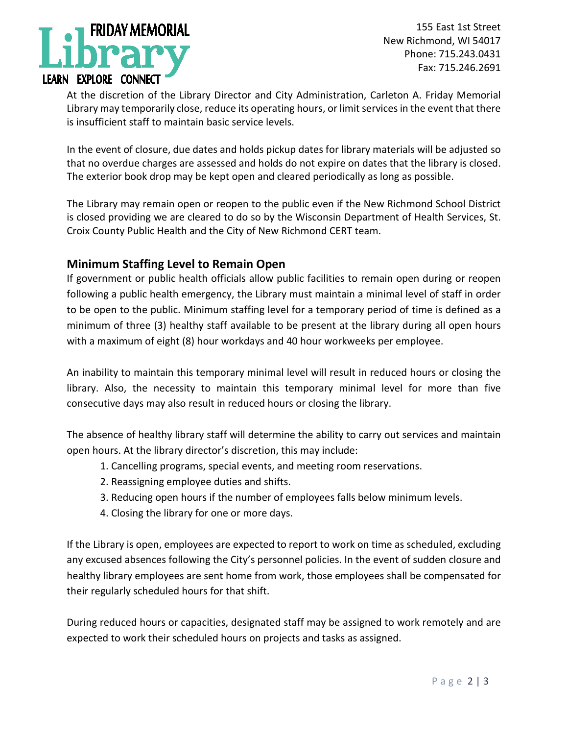At the discretion of the Library Director and City Administration, Carleton A. Friday Memorial Library may temporarily close, reduce its operating hours, or limit services in the event that there is insufficient staff to maintain basic service levels.

In the event of closure, due dates and holds pickup dates for library materials will be adjusted so that no overdue charges are assessed and holds do not expire on dates that the library is closed. The exterior book drop may be kept open and cleared periodically as long as possible.

The Library may remain open or reopen to the public even if the New Richmond School District is closed providing we are cleared to do so by the Wisconsin Department of Health Services, St. Croix County Public Health and the City of New Richmond CERT team.

## Minimum Staffing Level to Remain Open

If government or public health officials allow public facilities to remain open during or reopen following a public health emergency, the Library must maintain a minimal level of staff in order to be open to the public. Minimum staffing level for a temporary period of time is defined as a minimum of three (3) healthy staff available to be present at the library during all open hours with a maximum of eight (8) hour workdays and 40 hour workweeks per employee.

An inability to maintain this temporary minimal level will result in reduced hours or closing the library. Also, the necessity to maintain this temporary minimal level for more than five consecutive days may also result in reduced hours or closing the library.

The absence of healthy library staff will determine the ability to carry out services and maintain open hours. At the library director's discretion, this may include:

1. Cancelling programs, special events, and meeting room reservations.
2. Reassigning employee duties and shifts.
3. Reducing open hours if the number of employees falls below minimum levels.
4. Closing the library for one or more days.

If the Library is open, employees are expected to report to work on time as scheduled, excluding any excused absences following the City's personnel policies. In the event of sudden closure and healthy library employees are sent home from work, those employees shall be compensated for their regularly scheduled hours for that shift.

During reduced hours or capacities, designated staff may be assigned to work remotely and are expected to work their scheduled hours on projects and tasks as assigned.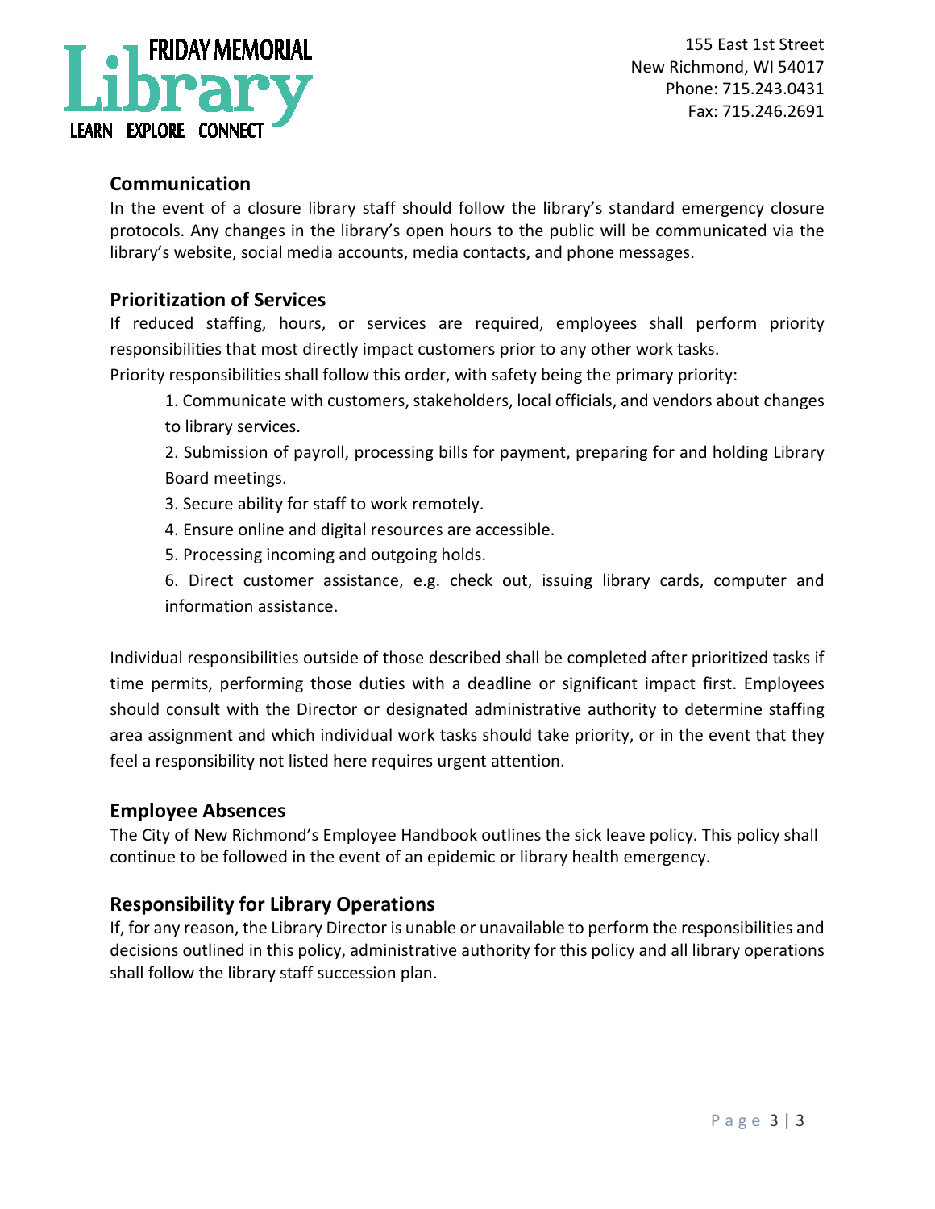FRIDAY MEMORIAL Library LEARN EXPLORE CONNECT

155 East 1st Street
New Richmond, WI 54017
Phone: 715.243.0431
Fax: 715.246.2691

## Communication

In the event of a closure library staff should follow the library's standard emergency closure protocols. Any changes in the library's open hours to the public will be communicated via the library's website, social media accounts, media contacts, and phone messages.

## Prioritization of Services

If reduced staffing, hours, or services are required, employees shall perform priority responsibilities that most directly impact customers prior to any other work tasks.

Priority responsibilities shall follow this order, with safety being the primary priority:

1. Communicate with customers, stakeholders, local officials, and vendors about changes to library services.
2. Submission of payroll, processing bills for payment, preparing for and holding Library Board meetings.
3. Secure ability for staff to work remotely.
4. Ensure online and digital resources are accessible.
5. Processing incoming and outgoing holds.
6. Direct customer assistance, e.g. check out, issuing library cards, computer and information assistance.

Individual responsibilities outside of those described shall be completed after prioritized tasks if time permits, performing those duties with a deadline or significant impact first. Employees should consult with the Director or designated administrative authority to determine staffing area assignment and which individual work tasks should take priority, or in the event that they feel a responsibility not listed here requires urgent attention.

## Employee Absences

The City of New Richmond's Employee Handbook outlines the sick leave policy. This policy shall continue to be followed in the event of an epidemic or library health emergency.

## Responsibility for Library Operations

If, for any reason, the Library Director is unable or unavailable to perform the responsibilities and decisions outlined in this policy, administrative authority for this policy and all library operations shall follow the library staff succession plan.